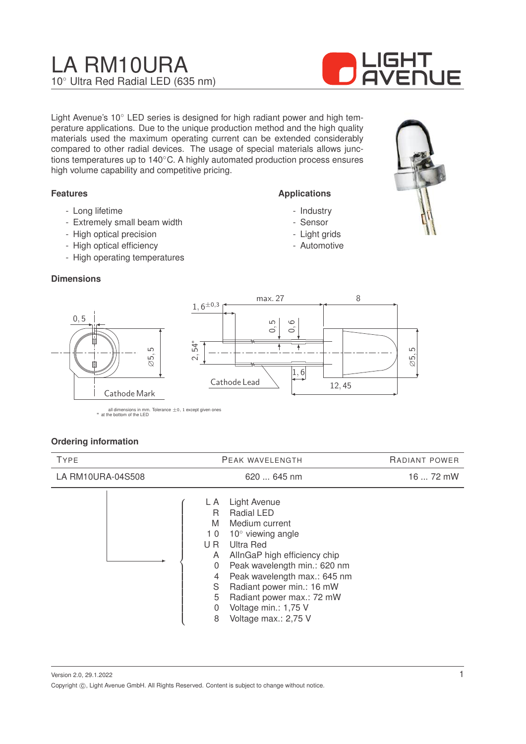# LA RM10URA

10° Ultra Red Radial LED (635 nm)

Light Avenue's 10° LED series is designed for high radiant power and high temperature applications. Due to the unique production method and the high quality materials used the maximum operating current can be extended considerably compared to other radial devices. The usage of special materials allows junctions temperatures up to 140°C. A highly automated production process ensures high volume capability and competitive pricing.

### Features

- Long lifetime
- Extremely small beam width
- High optical precision
- High optical efficiency
- High operating temperatures

### Applications

- Industry
- Sensor
- Light grids
- Automotive

### Dimensions

all dimensions in mm. Tolerance ±0, 1 except given ones
\* at the bottom of the LED

### Ordering information

| Type | Peak wavelength | Radiant power |
|---|---|---|
| LA RM10URA-04S508 | 620 ... 645 nm | 16 ... 72 mW |

| Code | Meaning |
|---|---|
| LA | Light Avenue |
| R | Radial LED |
| M | Medium current |
| 10 | 10° viewing angle |
| UR | Ultra Red |
| A | AlInGaP high efficiency chip |
| 0 | Peak wavelength min.: 620 nm |
| 4 | Peak wavelength max.: 645 nm |
| S | Radiant power min.: 16 mW |
| 5 | Radiant power max.: 72 mW |
| 0 | Voltage min.: 1,75 V |
| 8 | Voltage max.: 2,75 V |

Version 2.0, 29.1.2022

Copyright ©, Light Avenue GmbH. All Rights Reserved. Content is subject to change without notice.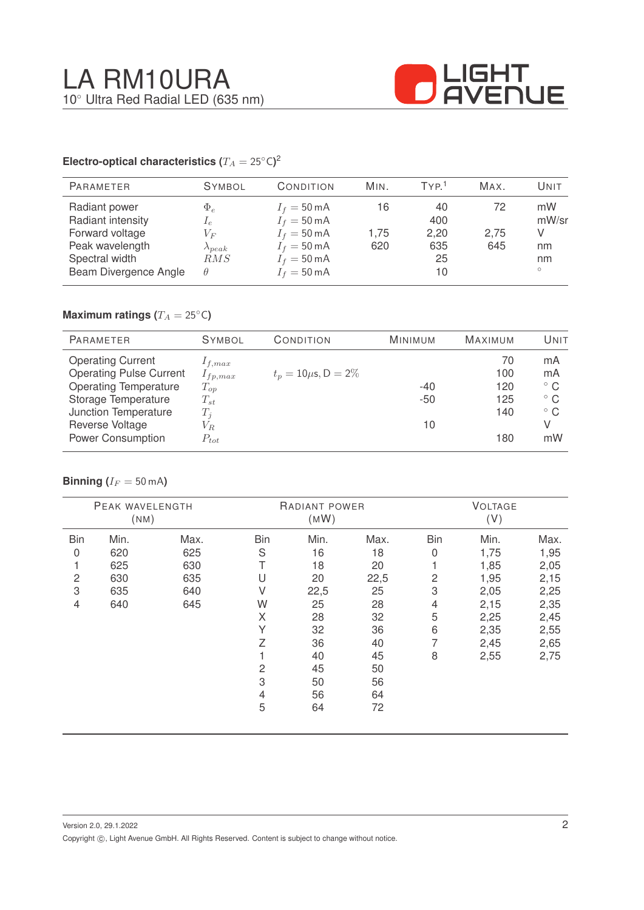# LA RM10URA

10° Ultra Red Radial LED (635 nm)

### Electro-optical characteristics ($T_A = 25^\circ\text{C}$)[2]

| Parameter | Symbol | Condition | Min. | Typ.[1] | Max. | Unit |
|---|---|---|---|---|---|---|
| Radiant power | $\Phi_e$ | $I_f = 50\,\text{mA}$ | 16 | 40 | 72 | mW |
| Radiant intensity | $I_e$ | $I_f = 50\,\text{mA}$ | | 400 | | mW/sr |
| Forward voltage | $V_F$ | $I_f = 50\,\text{mA}$ | 1,75 | 2,20 | 2,75 | V |
| Peak wavelength | $\lambda_{peak}$ | $I_f = 50\,\text{mA}$ | 620 | 635 | 645 | nm |
| Spectral width | $RMS$ | $I_f = 50\,\text{mA}$ | | 25 | | nm |
| Beam Divergence Angle | $\theta$ | $I_f = 50\,\text{mA}$ | | 10 | | ° |

### Maximum ratings ($T_A = 25^\circ\text{C}$)

| Parameter | Symbol | Condition | Minimum | Maximum | Unit |
|---|---|---|---|---|---|
| Operating Current | $I_{f,max}$ | | | 70 | mA |
| Operating Pulse Current | $I_{fp,max}$ | $t_p = 10\mu\text{s}, \text{D} = 2\%$ | | 100 | mA |
| Operating Temperature | $T_{op}$ | | -40 | 120 | ° C |
| Storage Temperature | $T_{st}$ | | -50 | 125 | ° C |
| Junction Temperature | $T_j$ | | | 140 | ° C |
| Reverse Voltage | $V_R$ | | 10 | | V |
| Power Consumption | $P_{tot}$ | | | 180 | mW |

### Binning ($I_F = 50\,\text{mA}$)

| Peak wavelength (nm) | | | Radiant power (mW) | | | Voltage (V) | | |
|---|---|---|---|---|---|---|---|---|
| Bin | Min. | Max. | Bin | Min. | Max. | Bin | Min. | Max. |
| 0 | 620 | 625 | S | 16 | 18 | 0 | 1,75 | 1,95 |
| 1 | 625 | 630 | T | 18 | 20 | 1 | 1,85 | 2,05 |
| 2 | 630 | 635 | U | 20 | 22,5 | 2 | 1,95 | 2,15 |
| 3 | 635 | 640 | V | 22,5 | 25 | 3 | 2,05 | 2,25 |
| 4 | 640 | 645 | W | 25 | 28 | 4 | 2,15 | 2,35 |
| | | | X | 28 | 32 | 5 | 2,25 | 2,45 |
| | | | Y | 32 | 36 | 6 | 2,35 | 2,55 |
| | | | Z | 36 | 40 | 7 | 2,45 | 2,65 |
| | | | 1 | 40 | 45 | 8 | 2,55 | 2,75 |
| | | | 2 | 45 | 50 | | | |
| | | | 3 | 50 | 56 | | | |
| | | | 4 | 56 | 64 | | | |
| | | | 5 | 64 | 72 | | | |

Version 2.0, 29.1.2022

Copyright ©, Light Avenue GmbH. All Rights Reserved. Content is subject to change without notice.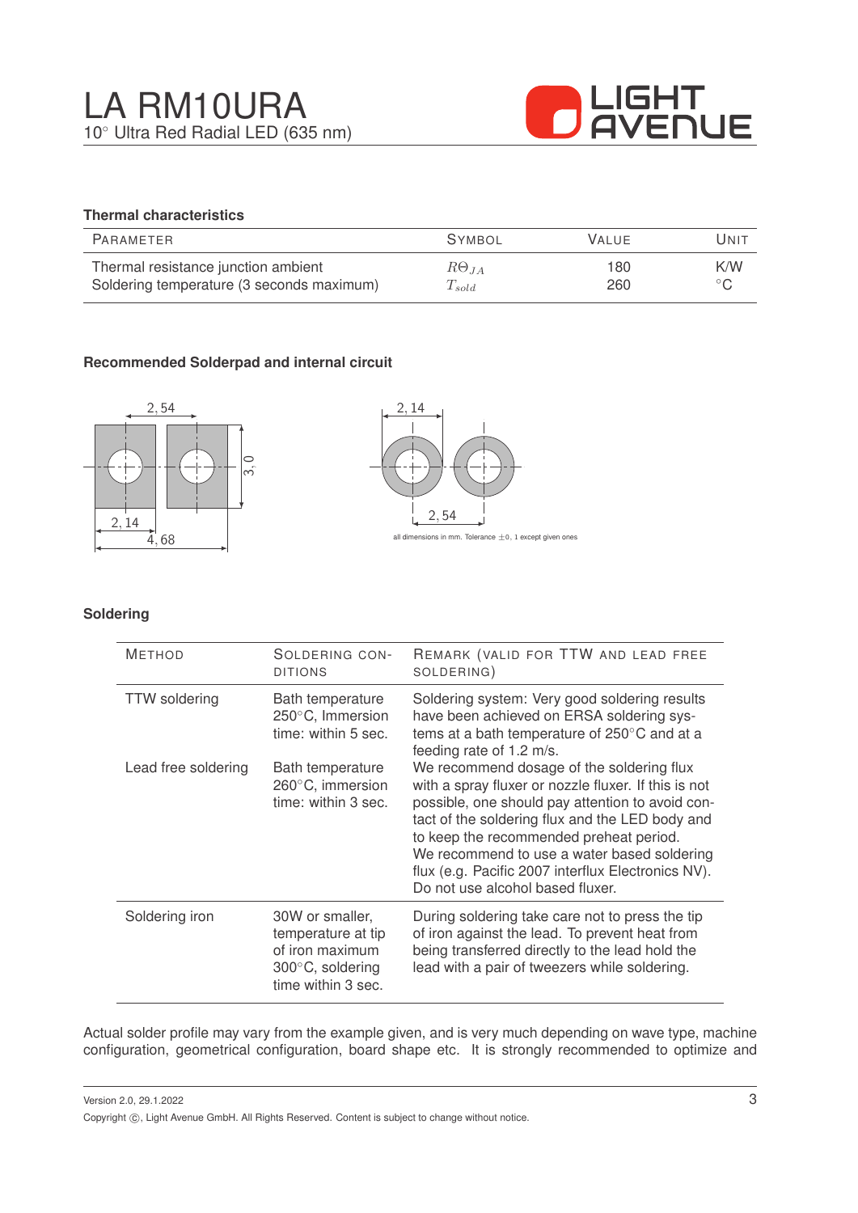# LA RM10URA

10° Ultra Red Radial LED (635 nm)

### Thermal characteristics

| Parameter | Symbol | Value | Unit |
|---|---|---|---|
| Thermal resistance junction ambient | $R\Theta_{JA}$ | 180 | K/W |
| Soldering temperature (3 seconds maximum) | $T_{sold}$ | 260 | °C |

### Recommended Solderpad and internal circuit

2,54

3,0

2,14

4,68

2,14

2,54

all dimensions in mm. Tolerance ±0,1 except given ones

### Soldering

| Method | Soldering conditions | Remark (valid for TTW and lead free soldering) |
|---|---|---|
| TTW soldering | Bath temperature 250°C, Immersion time: within 5 sec. | Soldering system: Very good soldering results have been achieved on ERSA soldering systems at a bath temperature of 250°C and at a feeding rate of 1.2 m/s. |
| Lead free soldering | Bath temperature 260°C, immersion time: within 3 sec. | We recommend dosage of the soldering flux with a spray fluxer or nozzle fluxer. If this is not possible, one should pay attention to avoid contact of the soldering flux and the LED body and to keep the recommended preheat period. We recommend to use a water based soldering flux (e.g. Pacific 2007 interflux Electronics NV). Do not use alcohol based fluxer. |
| Soldering iron | 30W or smaller, temperature at tip of iron maximum 300°C, soldering time within 3 sec. | During soldering take care not to press the tip of iron against the lead. To prevent heat from being transferred directly to the lead hold the lead with a pair of tweezers while soldering. |

Actual solder profile may vary from the example given, and is very much depending on wave type, machine configuration, geometrical configuration, board shape etc. It is strongly recommended to optimize and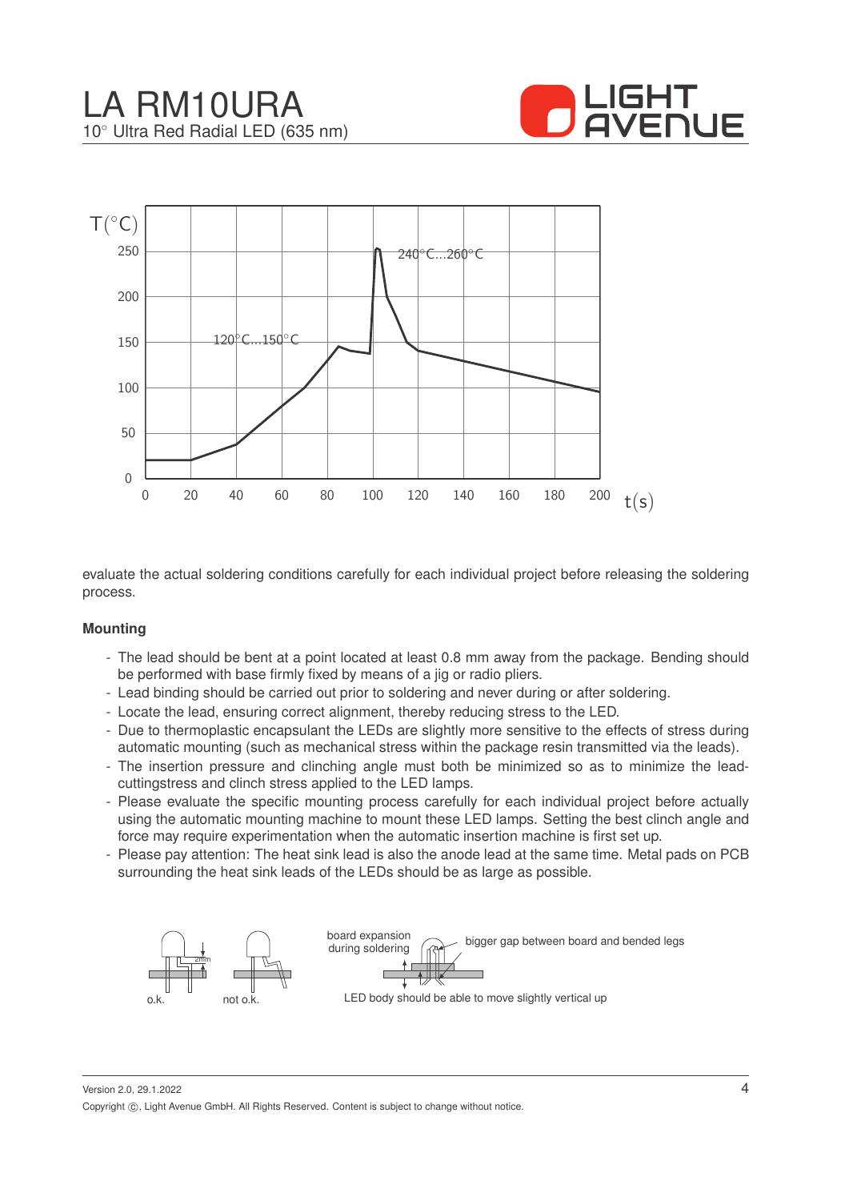evaluate the actual soldering conditions carefully for each individual project before releasing the soldering process.

**Mounting**

- The lead should be bent at a point located at least 0.8 mm away from the package. Bending should be performed with base firmly fixed by means of a jig or radio pliers.
- Lead binding should be carried out prior to soldering and never during or after soldering.
- Locate the lead, ensuring correct alignment, thereby reducing stress to the LED.
- Due to thermoplastic encapsulant the LEDs are slightly more sensitive to the effects of stress during automatic mounting (such as mechanical stress within the package resin transmitted via the leads).
- The insertion pressure and clinching angle must both be minimized so as to minimize the lead-cuttingstress and clinch stress applied to the LED lamps.
- Please evaluate the specific mounting process carefully for each individual project before actually using the automatic mounting machine to mount these LED lamps. Setting the best clinch angle and force may require experimentation when the automatic insertion machine is first set up.
- Please pay attention: The heat sink lead is also the anode lead at the same time. Metal pads on PCB surrounding the heat sink leads of the LEDs should be as large as possible.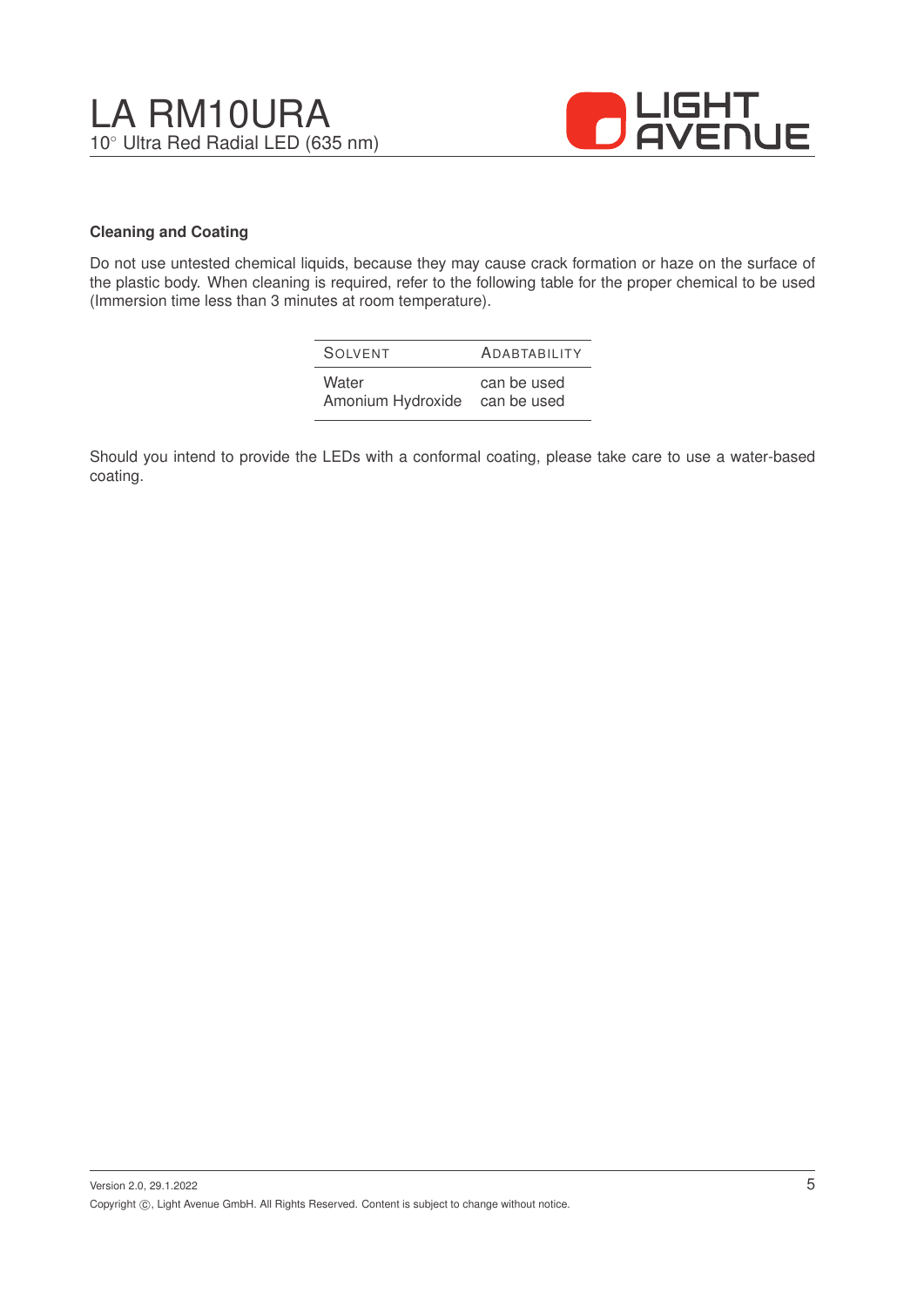### Cleaning and Coating

Do not use untested chemical liquids, because they may cause crack formation or haze on the surface of the plastic body. When cleaning is required, refer to the following table for the proper chemical to be used (Immersion time less than 3 minutes at room temperature).

| SOLVENT | ADABTABILITY |
|---|---|
| Water | can be used |
| Amonium Hydroxide | can be used |

Should you intend to provide the LEDs with a conformal coating, please take care to use a water-based coating.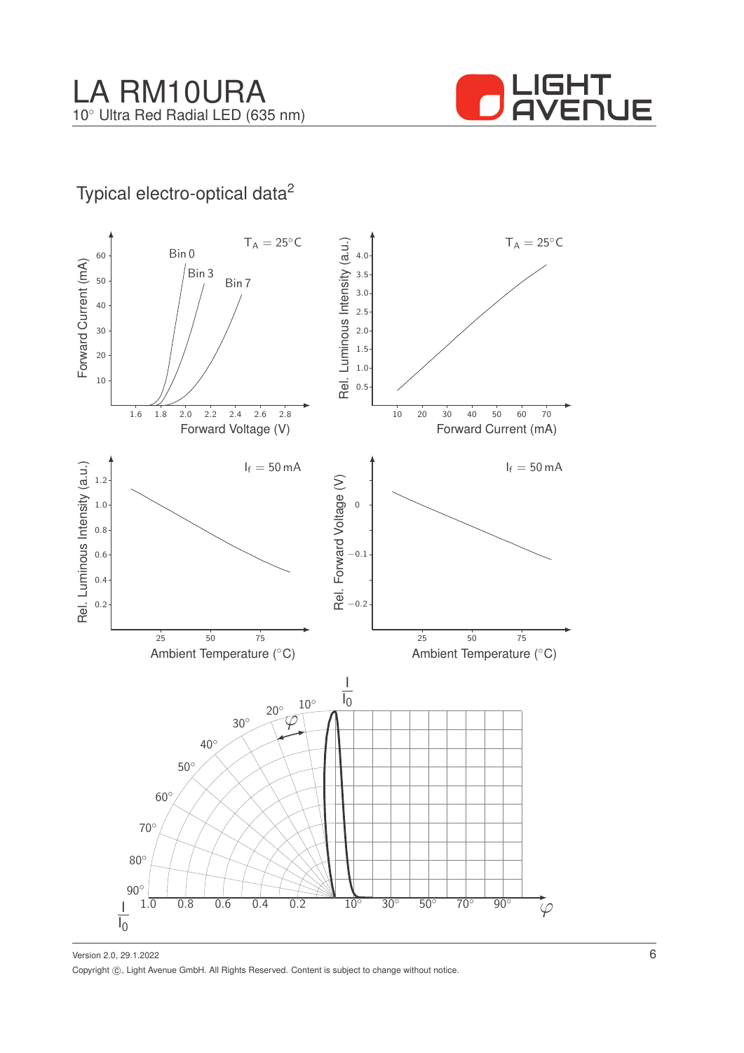# LA RM10URA

10° Ultra Red Radial LED (635 nm)

## Typical electro-optical data[2]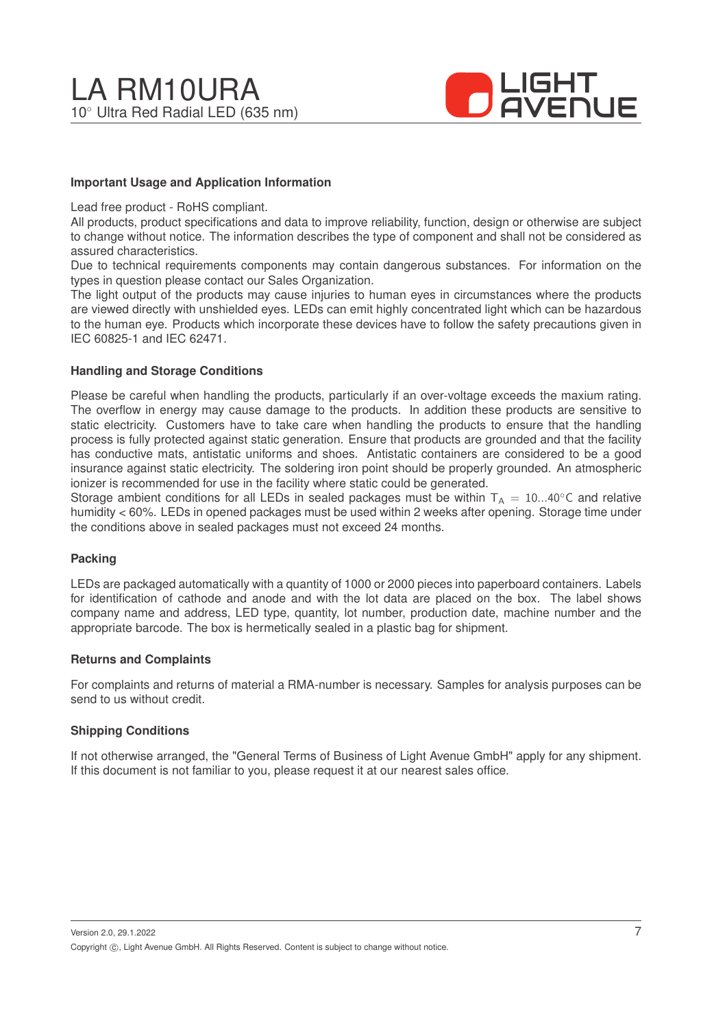## Important Usage and Application Information

Lead free product - RoHS compliant.
All products, product specifications and data to improve reliability, function, design or otherwise are subject to change without notice. The information describes the type of component and shall not be considered as assured characteristics.
Due to technical requirements components may contain dangerous substances. For information on the types in question please contact our Sales Organization.
The light output of the products may cause injuries to human eyes in circumstances where the products are viewed directly with unshielded eyes. LEDs can emit highly concentrated light which can be hazardous to the human eye. Products which incorporate these devices have to follow the safety precautions given in IEC 60825-1 and IEC 62471.

## Handling and Storage Conditions

Please be careful when handling the products, particularly if an over-voltage exceeds the maxium rating. The overflow in energy may cause damage to the products. In addition these products are sensitive to static electricity. Customers have to take care when handling the products to ensure that the handling process is fully protected against static generation. Ensure that products are grounded and that the facility has conductive mats, antistatic uniforms and shoes. Antistatic containers are considered to be a good insurance against static electricity. The soldering iron point should be properly grounded. An atmospheric ionizer is recommended for use in the facility where static could be generated.
Storage ambient conditions for all LEDs in sealed packages must be within $T_A = 10...40°C$ and relative humidity < 60%. LEDs in opened packages must be used within 2 weeks after opening. Storage time under the conditions above in sealed packages must not exceed 24 months.

## Packing

LEDs are packaged automatically with a quantity of 1000 or 2000 pieces into paperboard containers. Labels for identification of cathode and anode and with the lot data are placed on the box. The label shows company name and address, LED type, quantity, lot number, production date, machine number and the appropriate barcode. The box is hermetically sealed in a plastic bag for shipment.

## Returns and Complaints

For complaints and returns of material a RMA-number is necessary. Samples for analysis purposes can be send to us without credit.

## Shipping Conditions

If not otherwise arranged, the "General Terms of Business of Light Avenue GmbH" apply for any shipment. If this document is not familiar to you, please request it at our nearest sales office.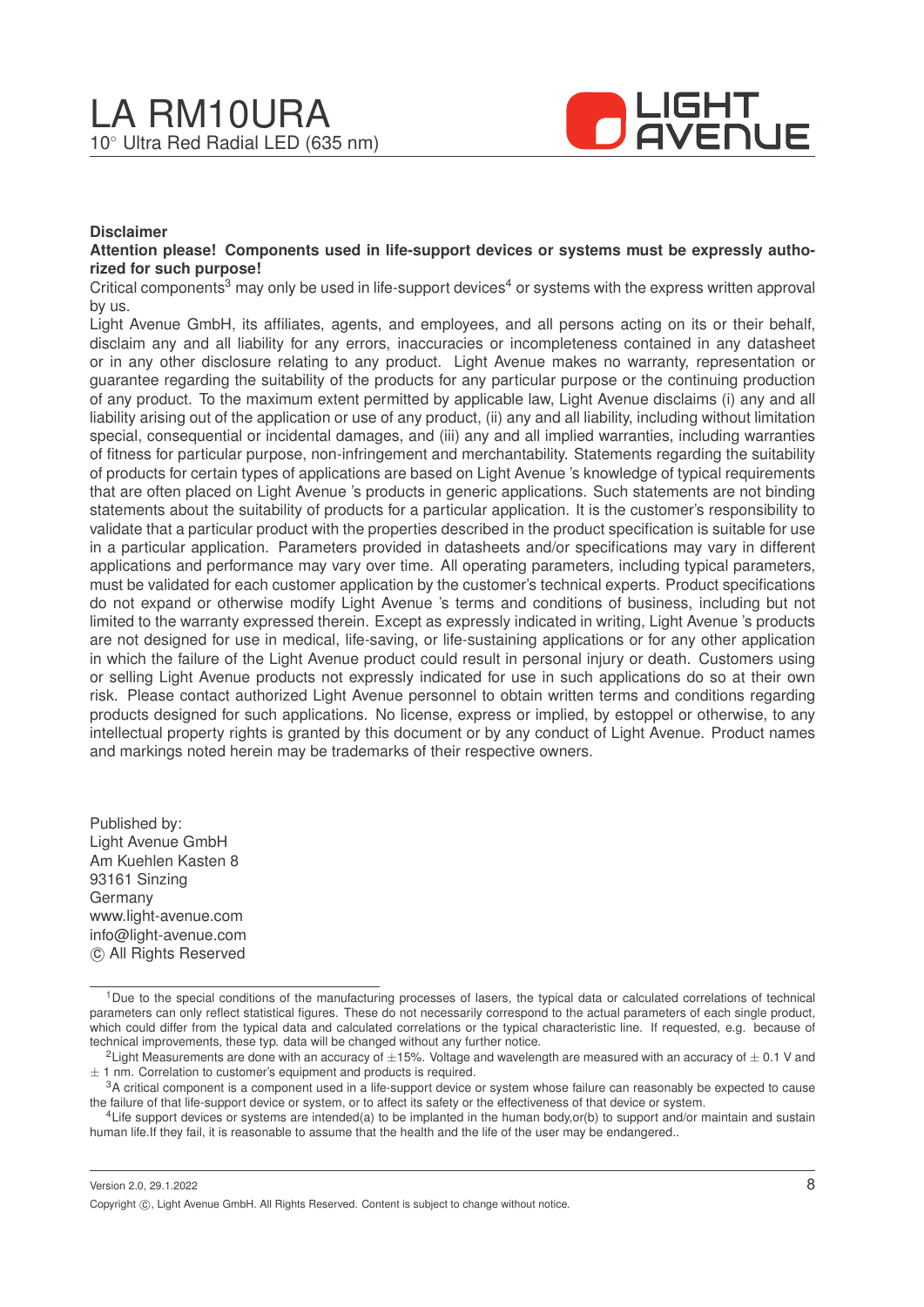**Disclaimer**

**Attention please! Components used in life-support devices or systems must be expressly authorized for such purpose!**

Critical components[3] may only be used in life-support devices[4] or systems with the express written approval by us.

Light Avenue GmbH, its affiliates, agents, and employees, and all persons acting on its or their behalf, disclaim any and all liability for any errors, inaccuracies or incompleteness contained in any datasheet or in any other disclosure relating to any product. Light Avenue makes no warranty, representation or guarantee regarding the suitability of the products for any particular purpose or the continuing production of any product. To the maximum extent permitted by applicable law, Light Avenue disclaims (i) any and all liability arising out of the application or use of any product, (ii) any and all liability, including without limitation special, consequential or incidental damages, and (iii) any and all implied warranties, including warranties of fitness for particular purpose, non-infringement and merchantability. Statements regarding the suitability of products for certain types of applications are based on Light Avenue 's knowledge of typical requirements that are often placed on Light Avenue 's products in generic applications. Such statements are not binding statements about the suitability of products for a particular application. It is the customer's responsibility to validate that a particular product with the properties described in the product specification is suitable for use in a particular application. Parameters provided in datasheets and/or specifications may vary in different applications and performance may vary over time. All operating parameters, including typical parameters, must be validated for each customer application by the customer's technical experts. Product specifications do not expand or otherwise modify Light Avenue 's terms and conditions of business, including but not limited to the warranty expressed therein. Except as expressly indicated in writing, Light Avenue 's products are not designed for use in medical, life-saving, or life-sustaining applications or for any other application in which the failure of the Light Avenue product could result in personal injury or death. Customers using or selling Light Avenue products not expressly indicated for use in such applications do so at their own risk. Please contact authorized Light Avenue personnel to obtain written terms and conditions regarding products designed for such applications. No license, express or implied, by estoppel or otherwise, to any intellectual property rights is granted by this document or by any conduct of Light Avenue. Product names and markings noted herein may be trademarks of their respective owners.

Published by:
Light Avenue GmbH
Am Kuehlen Kasten 8
93161 Sinzing
Germany
www.light-avenue.com
info@light-avenue.com
© All Rights Reserved

[1] Due to the special conditions of the manufacturing processes of lasers, the typical data or calculated correlations of technical parameters can only reflect statistical figures. These do not necessarily correspond to the actual parameters of each single product, which could differ from the typical data and calculated correlations or the typical characteristic line. If requested, e.g. because of technical improvements, these typ. data will be changed without any further notice.

[2] Light Measurements are done with an accuracy of ±15%. Voltage and wavelength are measured with an accuracy of ± 0.1 V and ± 1 nm. Correlation to customer's equipment and products is required.

[3] A critical component is a component used in a life-support device or system whose failure can reasonably be expected to cause the failure of that life-support device or system, or to affect its safety or the effectiveness of that device or system.

[4] Life support devices or systems are intended(a) to be implanted in the human body,or(b) to support and/or maintain and sustain human life.If they fail, it is reasonable to assume that the health and the life of the user may be endangered..